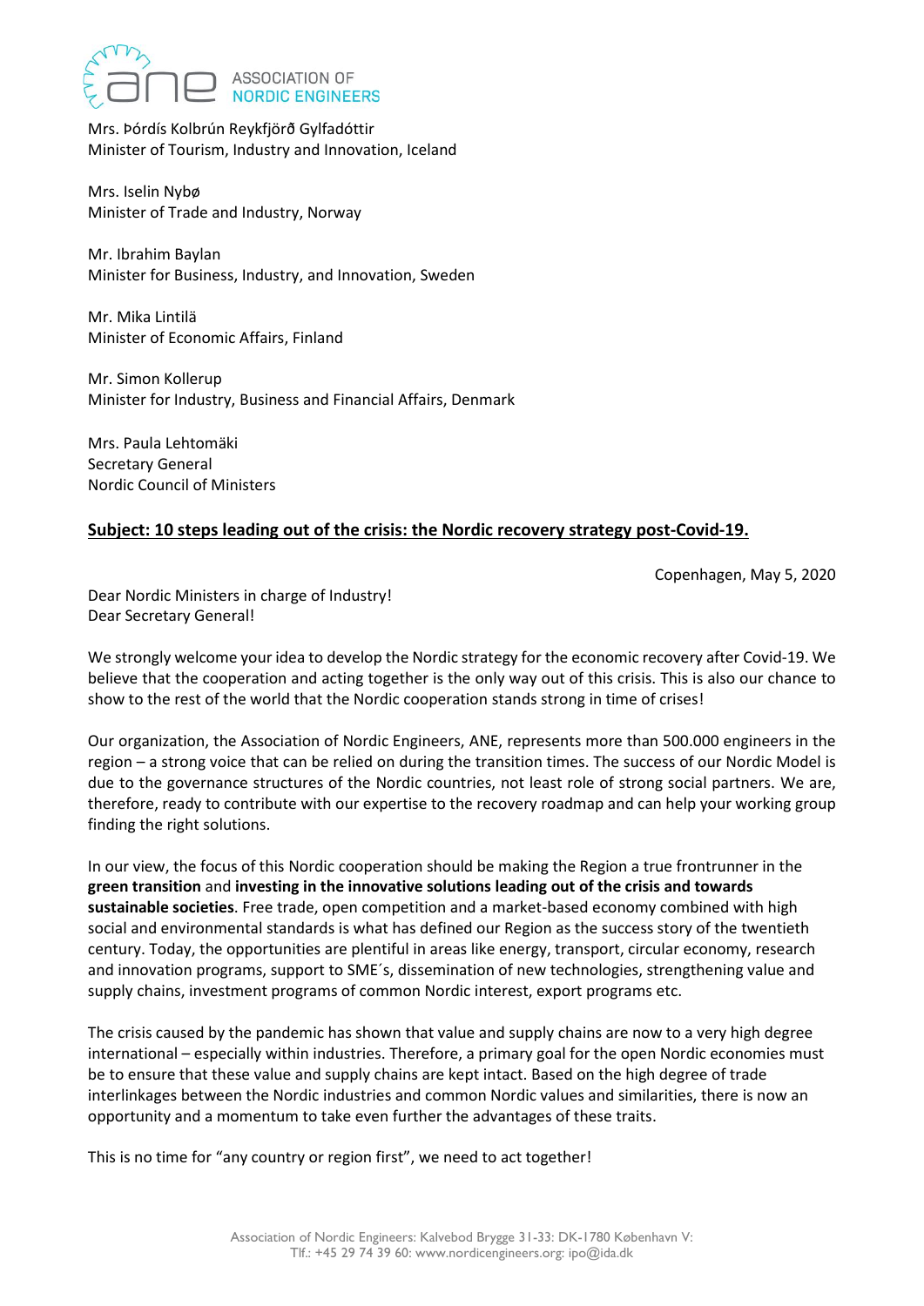ASSOCIATION OF NORDIC ENGINEERS

Mrs. Þórdís Kolbrún Reykfjörð Gylfadóttir
Minister of Tourism, Industry and Innovation, Iceland

Mrs. Iselin Nybø
Minister of Trade and Industry, Norway

Mr. Ibrahim Baylan
Minister for Business, Industry, and Innovation, Sweden

Mr. Mika Lintilä
Minister of Economic Affairs, Finland

Mr. Simon Kollerup
Minister for Industry, Business and Financial Affairs, Denmark

Mrs. Paula Lehtomäki
Secretary General
Nordic Council of Ministers

**Subject: 10 steps leading out of the crisis: the Nordic recovery strategy post-Covid-19.**

Copenhagen, May 5, 2020

Dear Nordic Ministers in charge of Industry!
Dear Secretary General!

We strongly welcome your idea to develop the Nordic strategy for the economic recovery after Covid-19. We believe that the cooperation and acting together is the only way out of this crisis. This is also our chance to show to the rest of the world that the Nordic cooperation stands strong in time of crises!

Our organization, the Association of Nordic Engineers, ANE, represents more than 500.000 engineers in the region – a strong voice that can be relied on during the transition times. The success of our Nordic Model is due to the governance structures of the Nordic countries, not least role of strong social partners. We are, therefore, ready to contribute with our expertise to the recovery roadmap and can help your working group finding the right solutions.

In our view, the focus of this Nordic cooperation should be making the Region a true frontrunner in the **green transition** and **investing in the innovative solutions leading out of the crisis and towards sustainable societies**. Free trade, open competition and a market-based economy combined with high social and environmental standards is what has defined our Region as the success story of the twentieth century. Today, the opportunities are plentiful in areas like energy, transport, circular economy, research and innovation programs, support to SME´s, dissemination of new technologies, strengthening value and supply chains, investment programs of common Nordic interest, export programs etc.

The crisis caused by the pandemic has shown that value and supply chains are now to a very high degree international – especially within industries. Therefore, a primary goal for the open Nordic economies must be to ensure that these value and supply chains are kept intact. Based on the high degree of trade interlinkages between the Nordic industries and common Nordic values and similarities, there is now an opportunity and a momentum to take even further the advantages of these traits.

This is no time for "any country or region first", we need to act together!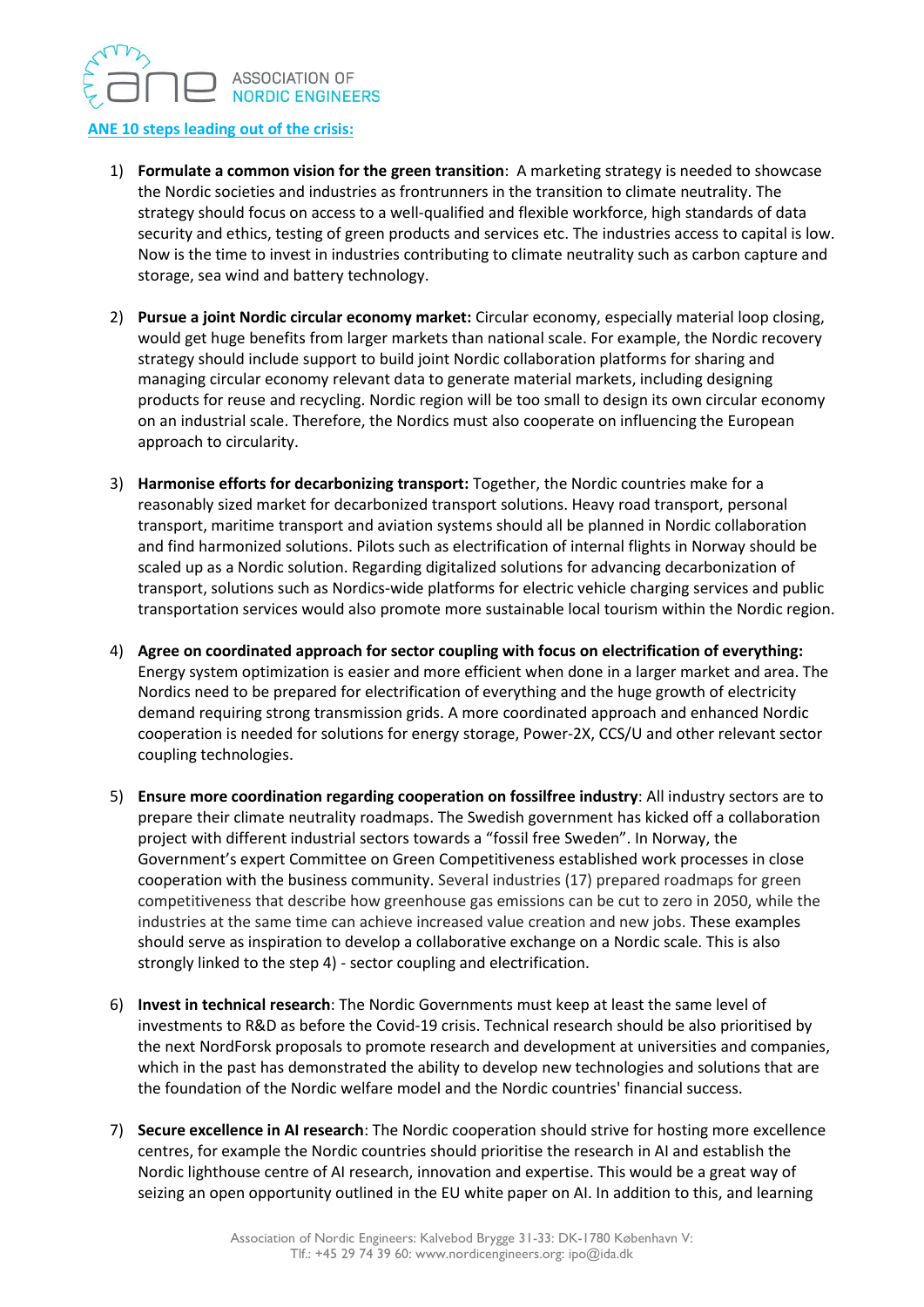**ANE 10 steps leading out of the crisis:**

1) **Formulate a common vision for the green transition**: A marketing strategy is needed to showcase the Nordic societies and industries as frontrunners in the transition to climate neutrality. The strategy should focus on access to a well-qualified and flexible workforce, high standards of data security and ethics, testing of green products and services etc. The industries access to capital is low. Now is the time to invest in industries contributing to climate neutrality such as carbon capture and storage, sea wind and battery technology.

2) **Pursue a joint Nordic circular economy market:** Circular economy, especially material loop closing, would get huge benefits from larger markets than national scale. For example, the Nordic recovery strategy should include support to build joint Nordic collaboration platforms for sharing and managing circular economy relevant data to generate material markets, including designing products for reuse and recycling. Nordic region will be too small to design its own circular economy on an industrial scale. Therefore, the Nordics must also cooperate on influencing the European approach to circularity.

3) **Harmonise efforts for decarbonizing transport:** Together, the Nordic countries make for a reasonably sized market for decarbonized transport solutions. Heavy road transport, personal transport, maritime transport and aviation systems should all be planned in Nordic collaboration and find harmonized solutions. Pilots such as electrification of internal flights in Norway should be scaled up as a Nordic solution. Regarding digitalized solutions for advancing decarbonization of transport, solutions such as Nordics-wide platforms for electric vehicle charging services and public transportation services would also promote more sustainable local tourism within the Nordic region.

4) **Agree on coordinated approach for sector coupling with focus on electrification of everything:** Energy system optimization is easier and more efficient when done in a larger market and area. The Nordics need to be prepared for electrification of everything and the huge growth of electricity demand requiring strong transmission grids. A more coordinated approach and enhanced Nordic cooperation is needed for solutions for energy storage, Power-2X, CCS/U and other relevant sector coupling technologies.

5) **Ensure more coordination regarding cooperation on fossilfree industry**: All industry sectors are to prepare their climate neutrality roadmaps. The Swedish government has kicked off a collaboration project with different industrial sectors towards a "fossil free Sweden". In Norway, the Government's expert Committee on Green Competitiveness established work processes in close cooperation with the business community. Several industries (17) prepared roadmaps for green competitiveness that describe how greenhouse gas emissions can be cut to zero in 2050, while the industries at the same time can achieve increased value creation and new jobs. These examples should serve as inspiration to develop a collaborative exchange on a Nordic scale. This is also strongly linked to the step 4) - sector coupling and electrification.

6) **Invest in technical research**: The Nordic Governments must keep at least the same level of investments to R&D as before the Covid-19 crisis. Technical research should be also prioritised by the next NordForsk proposals to promote research and development at universities and companies, which in the past has demonstrated the ability to develop new technologies and solutions that are the foundation of the Nordic welfare model and the Nordic countries' financial success.

7) **Secure excellence in AI research**: The Nordic cooperation should strive for hosting more excellence centres, for example the Nordic countries should prioritise the research in AI and establish the Nordic lighthouse centre of AI research, innovation and expertise. This would be a great way of seizing an open opportunity outlined in the EU white paper on AI. In addition to this, and learning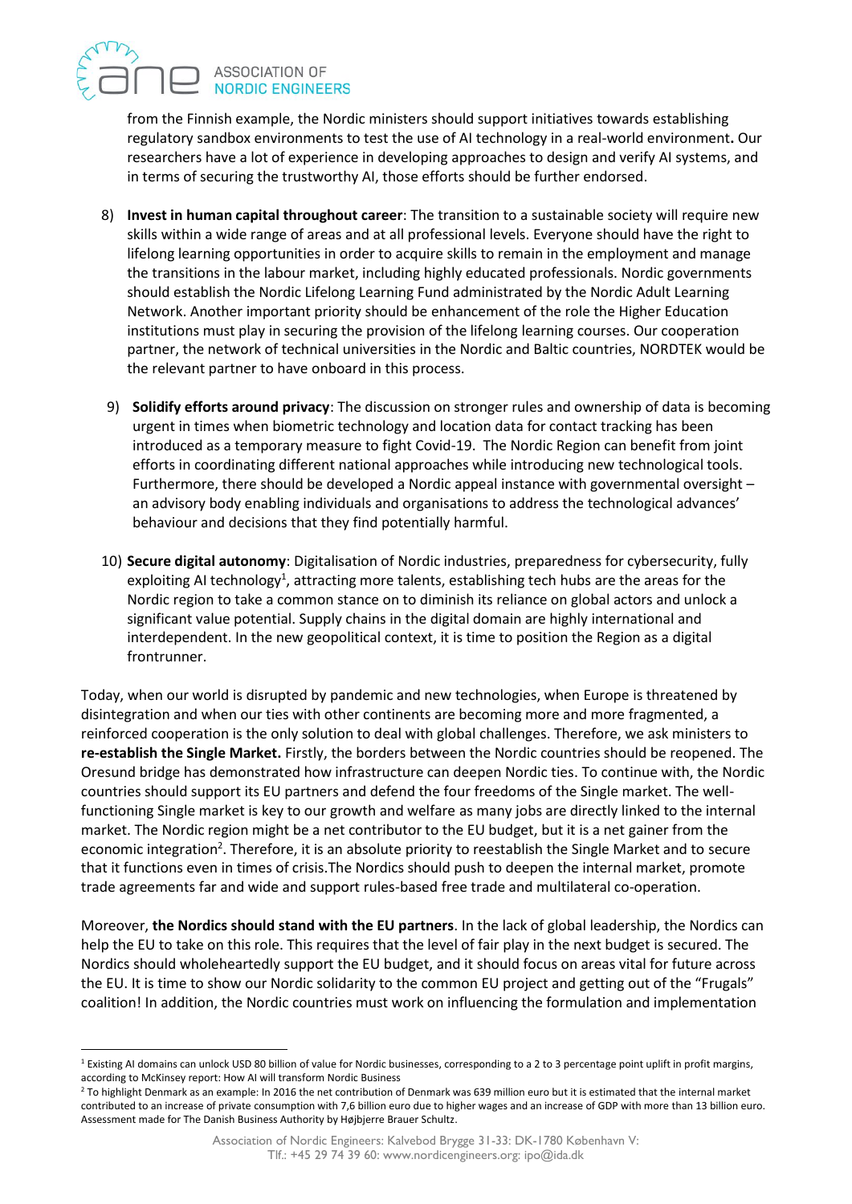from the Finnish example, the Nordic ministers should support initiatives towards establishing regulatory sandbox environments to test the use of AI technology in a real-world environment**.** Our researchers have a lot of experience in developing approaches to design and verify AI systems, and in terms of securing the trustworthy AI, those efforts should be further endorsed.

8) **Invest in human capital throughout career**: The transition to a sustainable society will require new skills within a wide range of areas and at all professional levels. Everyone should have the right to lifelong learning opportunities in order to acquire skills to remain in the employment and manage the transitions in the labour market, including highly educated professionals. Nordic governments should establish the Nordic Lifelong Learning Fund administrated by the Nordic Adult Learning Network. Another important priority should be enhancement of the role the Higher Education institutions must play in securing the provision of the lifelong learning courses. Our cooperation partner, the network of technical universities in the Nordic and Baltic countries, NORDTEK would be the relevant partner to have onboard in this process.

9) **Solidify efforts around privacy**: The discussion on stronger rules and ownership of data is becoming urgent in times when biometric technology and location data for contact tracking has been introduced as a temporary measure to fight Covid-19. The Nordic Region can benefit from joint efforts in coordinating different national approaches while introducing new technological tools. Furthermore, there should be developed a Nordic appeal instance with governmental oversight – an advisory body enabling individuals and organisations to address the technological advances' behaviour and decisions that they find potentially harmful.

10) **Secure digital autonomy**: Digitalisation of Nordic industries, preparedness for cybersecurity, fully exploiting AI technology[1], attracting more talents, establishing tech hubs are the areas for the Nordic region to take a common stance on to diminish its reliance on global actors and unlock a significant value potential. Supply chains in the digital domain are highly international and interdependent. In the new geopolitical context, it is time to position the Region as a digital frontrunner.

Today, when our world is disrupted by pandemic and new technologies, when Europe is threatened by disintegration and when our ties with other continents are becoming more and more fragmented, a reinforced cooperation is the only solution to deal with global challenges. Therefore, we ask ministers to **re-establish the Single Market.** Firstly, the borders between the Nordic countries should be reopened. The Oresund bridge has demonstrated how infrastructure can deepen Nordic ties. To continue with, the Nordic countries should support its EU partners and defend the four freedoms of the Single market. The well-functioning Single market is key to our growth and welfare as many jobs are directly linked to the internal market. The Nordic region might be a net contributor to the EU budget, but it is a net gainer from the economic integration[2]. Therefore, it is an absolute priority to reestablish the Single Market and to secure that it functions even in times of crisis.The Nordics should push to deepen the internal market, promote trade agreements far and wide and support rules-based free trade and multilateral co-operation.

Moreover, **the Nordics should stand with the EU partners**. In the lack of global leadership, the Nordics can help the EU to take on this role. This requires that the level of fair play in the next budget is secured. The Nordics should wholeheartedly support the EU budget, and it should focus on areas vital for future across the EU. It is time to show our Nordic solidarity to the common EU project and getting out of the "Frugals" coalition! In addition, the Nordic countries must work on influencing the formulation and implementation

---

[1] Existing AI domains can unlock USD 80 billion of value for Nordic businesses, corresponding to a 2 to 3 percentage point uplift in profit margins, according to McKinsey report: How AI will transform Nordic Business

[2] To highlight Denmark as an example: In 2016 the net contribution of Denmark was 639 million euro but it is estimated that the internal market contributed to an increase of private consumption with 7,6 billion euro due to higher wages and an increase of GDP with more than 13 billion euro. Assessment made for The Danish Business Authority by Højbjerre Brauer Schultz.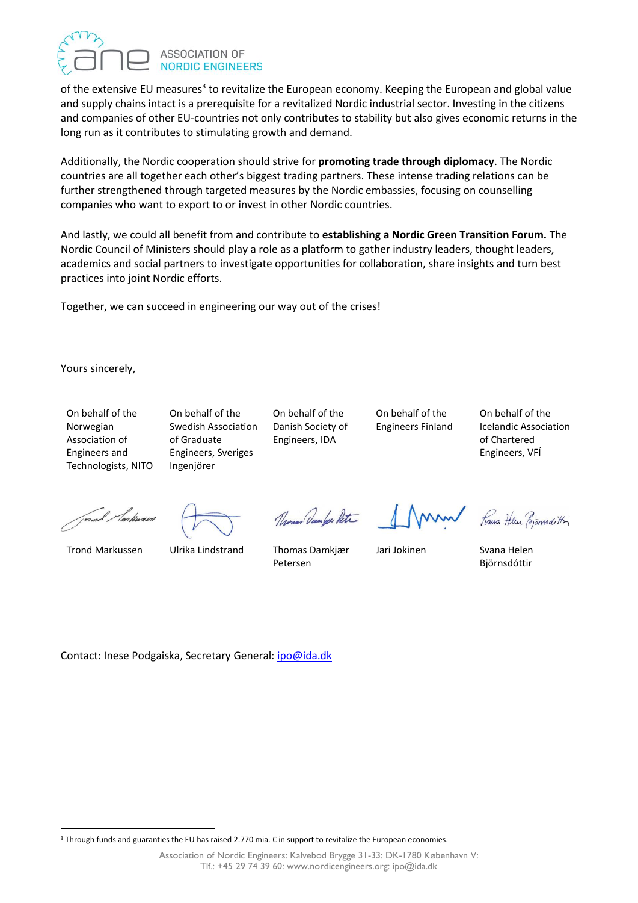of the extensive EU measures[3] to revitalize the European economy. Keeping the European and global value and supply chains intact is a prerequisite for a revitalized Nordic industrial sector. Investing in the citizens and companies of other EU-countries not only contributes to stability but also gives economic returns in the long run as it contributes to stimulating growth and demand.

Additionally, the Nordic cooperation should strive for **promoting trade through diplomacy**. The Nordic countries are all together each other's biggest trading partners. These intense trading relations can be further strengthened through targeted measures by the Nordic embassies, focusing on counselling companies who want to export to or invest in other Nordic countries.

And lastly, we could all benefit from and contribute to **establishing a Nordic Green Transition Forum.** The Nordic Council of Ministers should play a role as a platform to gather industry leaders, thought leaders, academics and social partners to investigate opportunities for collaboration, share insights and turn best practices into joint Nordic efforts.

Together, we can succeed in engineering our way out of the crises!

Yours sincerely,

| | | | | |
|---|---|---|---|---|
| On behalf of the Norwegian Association of Engineers and Technologists, NITO | On behalf of the Swedish Association of Graduate Engineers, Sveriges Ingenjörer | On behalf of the Danish Society of Engineers, IDA | On behalf of the Engineers Finland | On behalf of the Icelandic Association of Chartered Engineers, VFÍ |
| Trond Markussen | Ulrika Lindstrand | Thomas Damkjær Petersen | Jari Jokinen | Svana Helen Björnsdóttir |

Contact: Inese Podgaiska, Secretary General: ipo@ida.dk

[3] Through funds and guaranties the EU has raised 2.770 mia. € in support to revitalize the European economies.